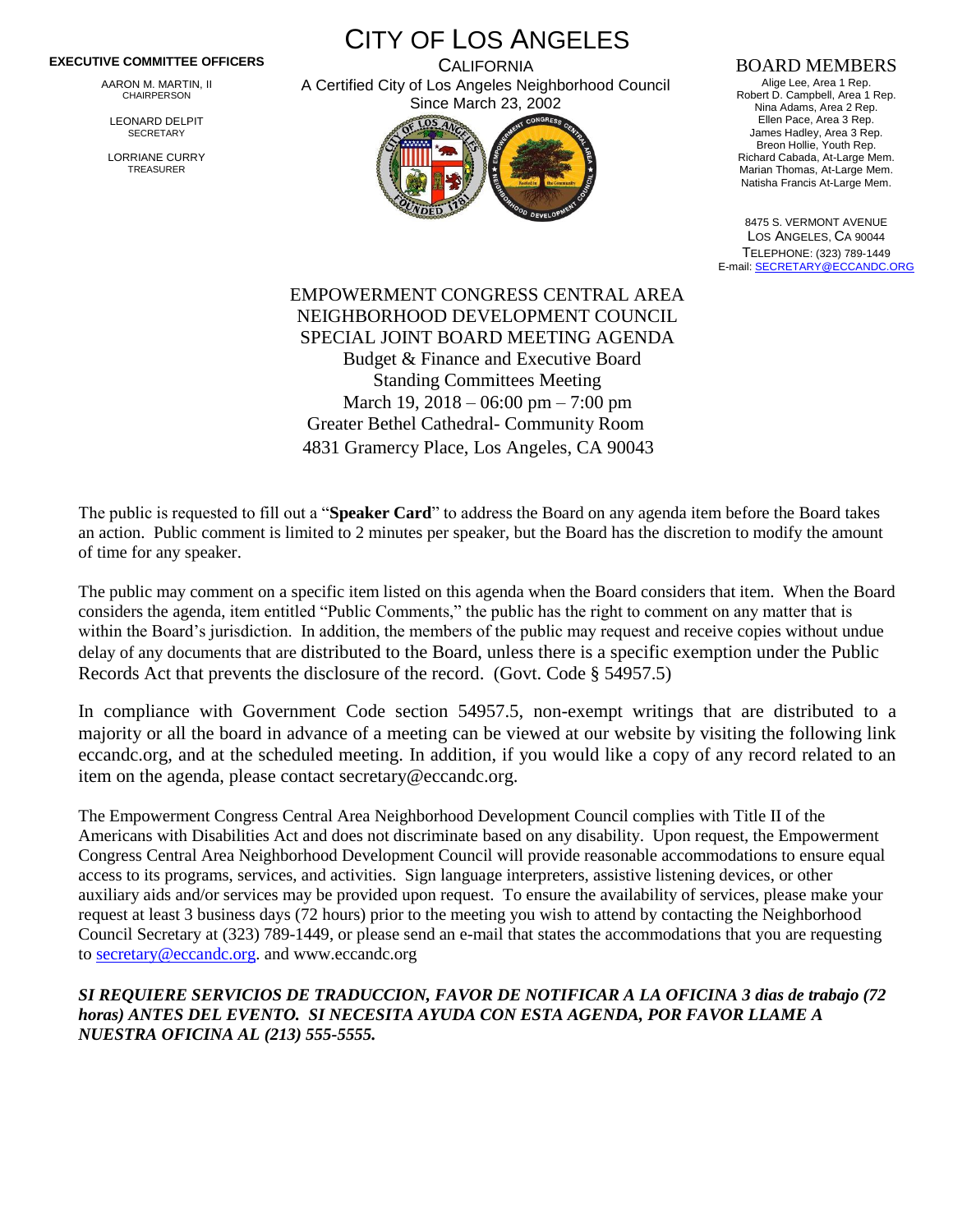**EXECUTIVE COMMITTEE OFFICERS**

AARON M. MARTIN, II
CHAIRPERSON

LEONARD DELPIT
SECRETARY

LORRIANE CURRY
TREASURER

# CITY OF LOS ANGELES

CALIFORNIA
A Certified City of Los Angeles Neighborhood Council
Since March 23, 2002

## BOARD MEMBERS

Alige Lee, Area 1 Rep.
Robert D. Campbell, Area 1 Rep.
Nina Adams, Area 2 Rep.
Ellen Pace, Area 3 Rep.
James Hadley, Area 3 Rep.
Breon Hollie, Youth Rep.
Richard Cabada, At-Large Mem.
Marian Thomas, At-Large Mem.
Natisha Francis At-Large Mem.

8475 S. VERMONT AVENUE
LOS ANGELES, CA 90044
TELEPHONE: (323) 789-1449
E-mail: SECRETARY@ECCANDC.ORG

EMPOWERMENT CONGRESS CENTRAL AREA
NEIGHBORHOOD DEVELOPMENT COUNCIL
SPECIAL JOINT BOARD MEETING AGENDA
Budget & Finance and Executive Board
Standing Committees Meeting
March 19, 2018 – 06:00 pm – 7:00 pm
Greater Bethel Cathedral- Community Room
4831 Gramercy Place, Los Angeles, CA 90043

The public is requested to fill out a "**Speaker Card**" to address the Board on any agenda item before the Board takes an action. Public comment is limited to 2 minutes per speaker, but the Board has the discretion to modify the amount of time for any speaker.

The public may comment on a specific item listed on this agenda when the Board considers that item. When the Board considers the agenda, item entitled "Public Comments," the public has the right to comment on any matter that is within the Board's jurisdiction. In addition, the members of the public may request and receive copies without undue delay of any documents that are distributed to the Board, unless there is a specific exemption under the Public Records Act that prevents the disclosure of the record. (Govt. Code § 54957.5)

In compliance with Government Code section 54957.5, non-exempt writings that are distributed to a majority or all the board in advance of a meeting can be viewed at our website by visiting the following link eccandc.org, and at the scheduled meeting. In addition, if you would like a copy of any record related to an item on the agenda, please contact secretary@eccandc.org.

The Empowerment Congress Central Area Neighborhood Development Council complies with Title II of the Americans with Disabilities Act and does not discriminate based on any disability. Upon request, the Empowerment Congress Central Area Neighborhood Development Council will provide reasonable accommodations to ensure equal access to its programs, services, and activities. Sign language interpreters, assistive listening devices, or other auxiliary aids and/or services may be provided upon request. To ensure the availability of services, please make your request at least 3 business days (72 hours) prior to the meeting you wish to attend by contacting the Neighborhood Council Secretary at (323) 789-1449, or please send an e-mail that states the accommodations that you are requesting to secretary@eccandc.org. and www.eccandc.org

***SI REQUIERE SERVICIOS DE TRADUCCION, FAVOR DE NOTIFICAR A LA OFICINA 3 dias de trabajo (72 horas) ANTES DEL EVENTO. SI NECESITA AYUDA CON ESTA AGENDA, POR FAVOR LLAME A NUESTRA OFICINA AL (213) 555-5555.***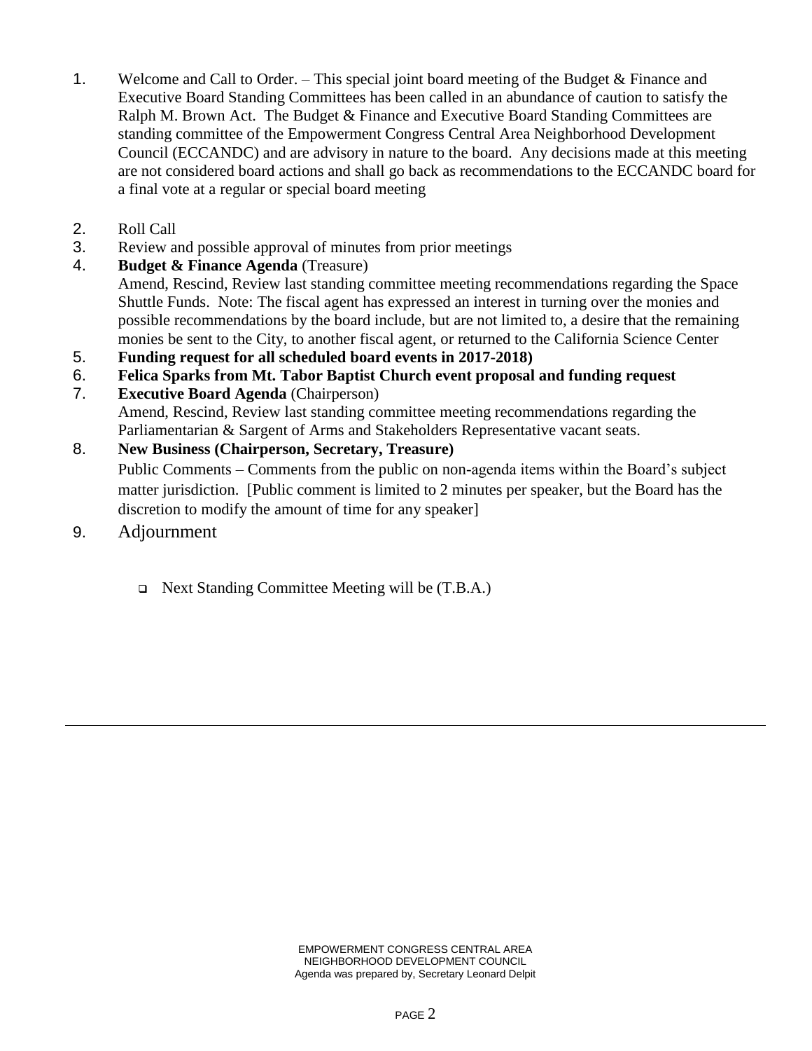1. Welcome and Call to Order. – This special joint board meeting of the Budget & Finance and Executive Board Standing Committees has been called in an abundance of caution to satisfy the Ralph M. Brown Act. The Budget & Finance and Executive Board Standing Committees are standing committee of the Empowerment Congress Central Area Neighborhood Development Council (ECCANDC) and are advisory in nature to the board. Any decisions made at this meeting are not considered board actions and shall go back as recommendations to the ECCANDC board for a final vote at a regular or special board meeting

2. Roll Call
3. Review and possible approval of minutes from prior meetings
4. **Budget & Finance Agenda** (Treasure)
   Amend, Rescind, Review last standing committee meeting recommendations regarding the Space Shuttle Funds. Note: The fiscal agent has expressed an interest in turning over the monies and possible recommendations by the board include, but are not limited to, a desire that the remaining monies be sent to the City, to another fiscal agent, or returned to the California Science Center
5. **Funding request for all scheduled board events in 2017-2018)**
6. **Felica Sparks from Mt. Tabor Baptist Church event proposal and funding request**
7. **Executive Board Agenda** (Chairperson)
   Amend, Rescind, Review last standing committee meeting recommendations regarding the Parliamentarian & Sargent of Arms and Stakeholders Representative vacant seats.
8. **New Business (Chairperson, Secretary, Treasure)**
   Public Comments – Comments from the public on non-agenda items within the Board's subject matter jurisdiction. [Public comment is limited to 2 minutes per speaker, but the Board has the discretion to modify the amount of time for any speaker]
9. Adjournment

- Next Standing Committee Meeting will be (T.B.A.)

---

EMPOWERMENT CONGRESS CENTRAL AREA
NEIGHBORHOOD DEVELOPMENT COUNCIL
Agenda was prepared by, Secretary Leonard Delpit